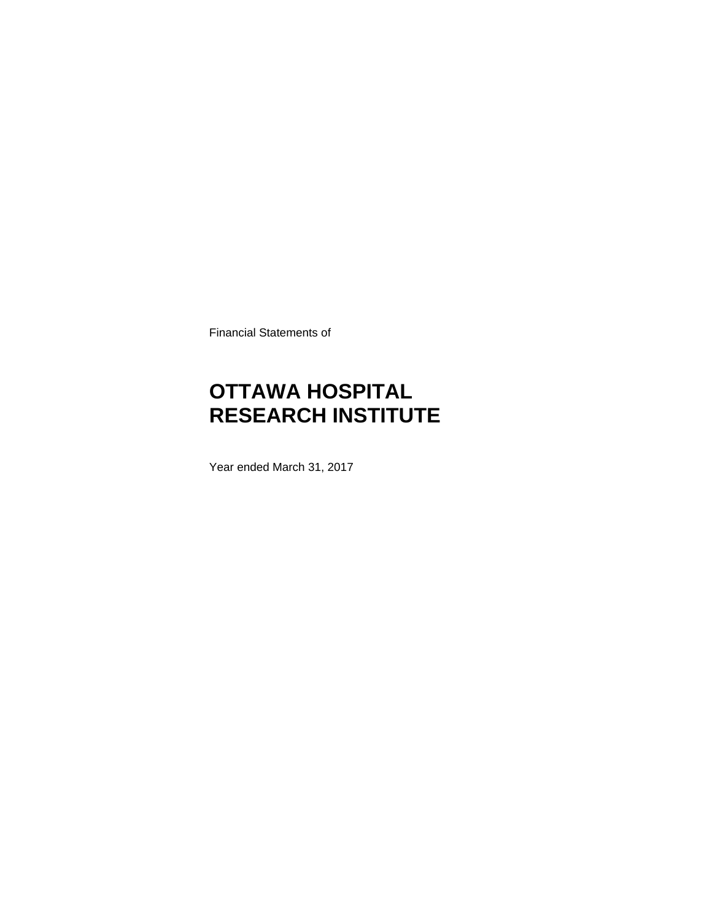Financial Statements of

# OTTAWA HOSPITAL RESEARCH INSTITUTE

Year ended March 31, 2017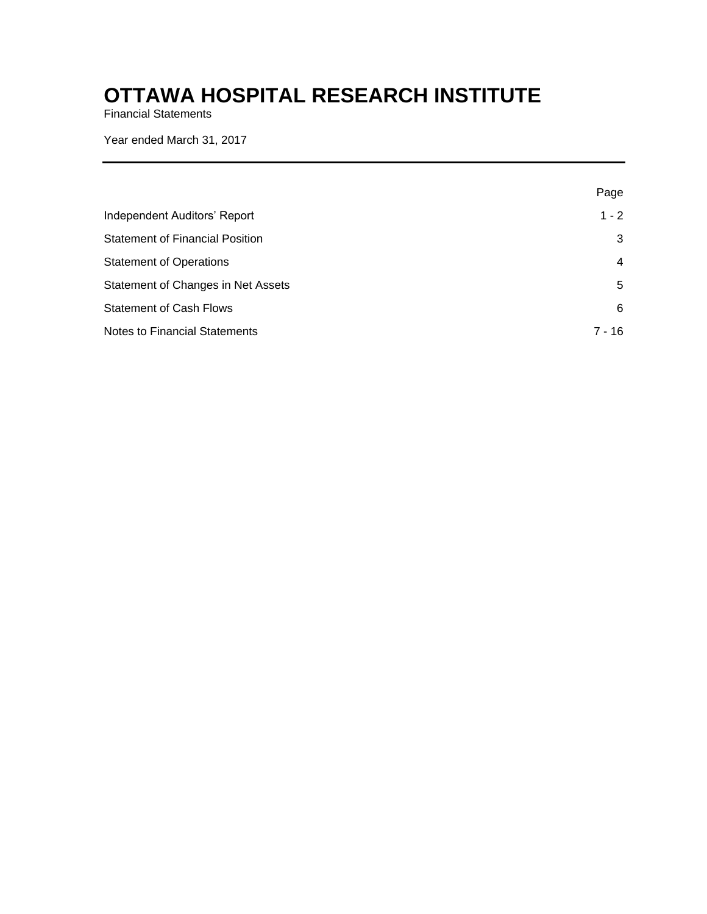# OTTAWA HOSPITAL RESEARCH INSTITUTE

Financial Statements

Year ended March 31, 2017

| | Page |
|---|---|
| Independent Auditors' Report | 1 - 2 |
| Statement of Financial Position | 3 |
| Statement of Operations | 4 |
| Statement of Changes in Net Assets | 5 |
| Statement of Cash Flows | 6 |
| Notes to Financial Statements | 7 - 16 |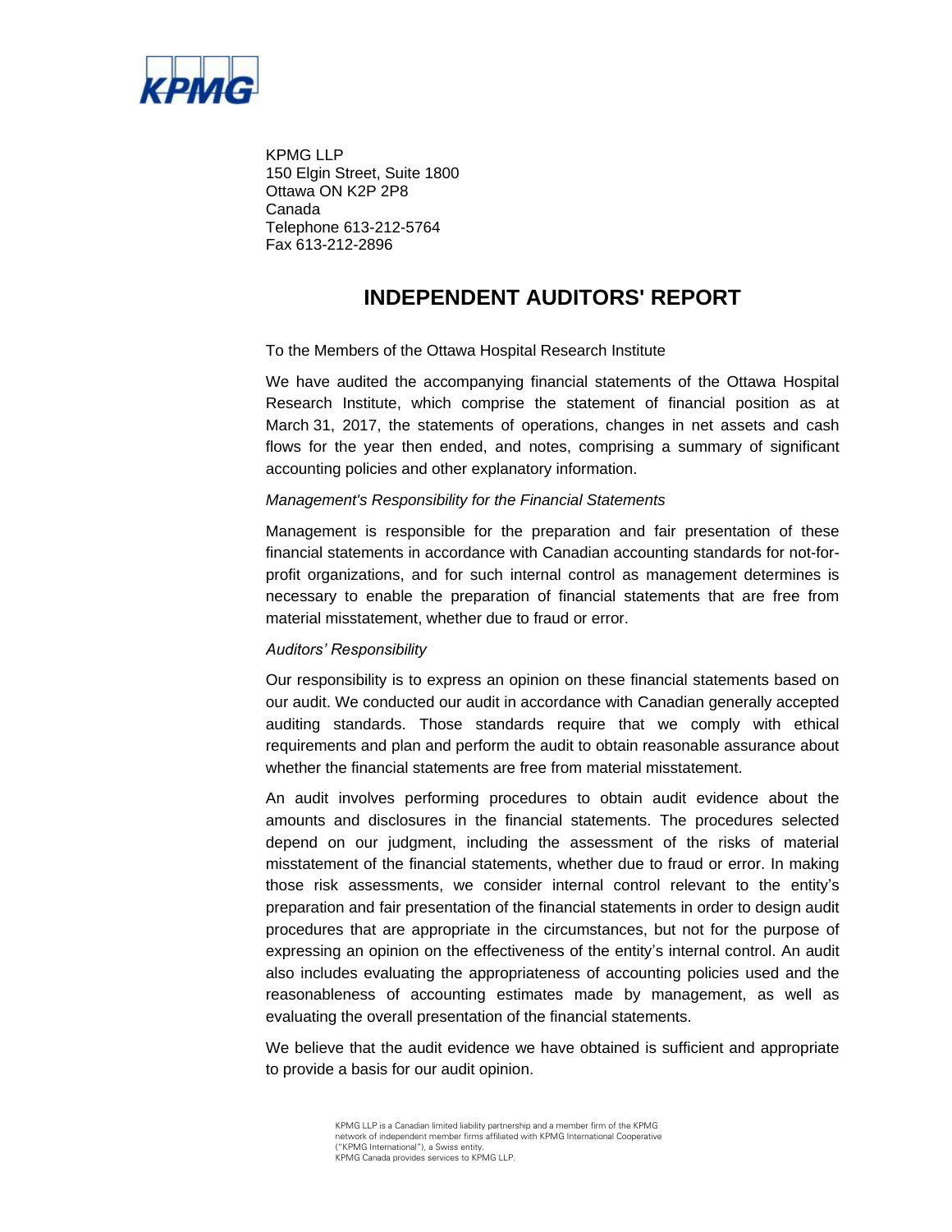KPMG LLP
150 Elgin Street, Suite 1800
Ottawa ON K2P 2P8
Canada
Telephone 613-212-5764
Fax 613-212-2896

# INDEPENDENT AUDITORS' REPORT

To the Members of the Ottawa Hospital Research Institute

We have audited the accompanying financial statements of the Ottawa Hospital Research Institute, which comprise the statement of financial position as at March 31, 2017, the statements of operations, changes in net assets and cash flows for the year then ended, and notes, comprising a summary of significant accounting policies and other explanatory information.

*Management's Responsibility for the Financial Statements*

Management is responsible for the preparation and fair presentation of these financial statements in accordance with Canadian accounting standards for not-for-profit organizations, and for such internal control as management determines is necessary to enable the preparation of financial statements that are free from material misstatement, whether due to fraud or error.

*Auditors' Responsibility*

Our responsibility is to express an opinion on these financial statements based on our audit. We conducted our audit in accordance with Canadian generally accepted auditing standards. Those standards require that we comply with ethical requirements and plan and perform the audit to obtain reasonable assurance about whether the financial statements are free from material misstatement.

An audit involves performing procedures to obtain audit evidence about the amounts and disclosures in the financial statements. The procedures selected depend on our judgment, including the assessment of the risks of material misstatement of the financial statements, whether due to fraud or error. In making those risk assessments, we consider internal control relevant to the entity's preparation and fair presentation of the financial statements in order to design audit procedures that are appropriate in the circumstances, but not for the purpose of expressing an opinion on the effectiveness of the entity's internal control. An audit also includes evaluating the appropriateness of accounting policies used and the reasonableness of accounting estimates made by management, as well as evaluating the overall presentation of the financial statements.

We believe that the audit evidence we have obtained is sufficient and appropriate to provide a basis for our audit opinion.

KPMG LLP is a Canadian limited liability partnership and a member firm of the KPMG network of independent member firms affiliated with KPMG International Cooperative ("KPMG International"), a Swiss entity.
KPMG Canada provides services to KPMG LLP.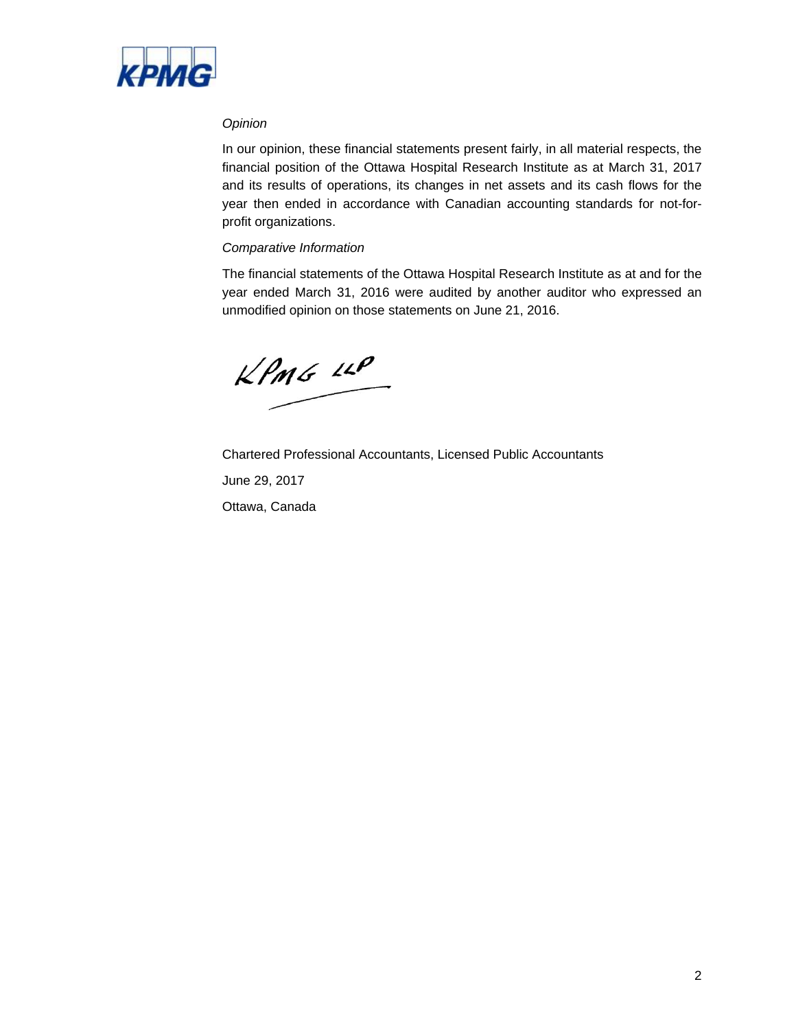*Opinion*

In our opinion, these financial statements present fairly, in all material respects, the financial position of the Ottawa Hospital Research Institute as at March 31, 2017 and its results of operations, its changes in net assets and its cash flows for the year then ended in accordance with Canadian accounting standards for not-for-profit organizations.

*Comparative Information*

The financial statements of the Ottawa Hospital Research Institute as at and for the year ended March 31, 2016 were audited by another auditor who expressed an unmodified opinion on those statements on June 21, 2016.

KPMG LLP

Chartered Professional Accountants, Licensed Public Accountants

June 29, 2017

Ottawa, Canada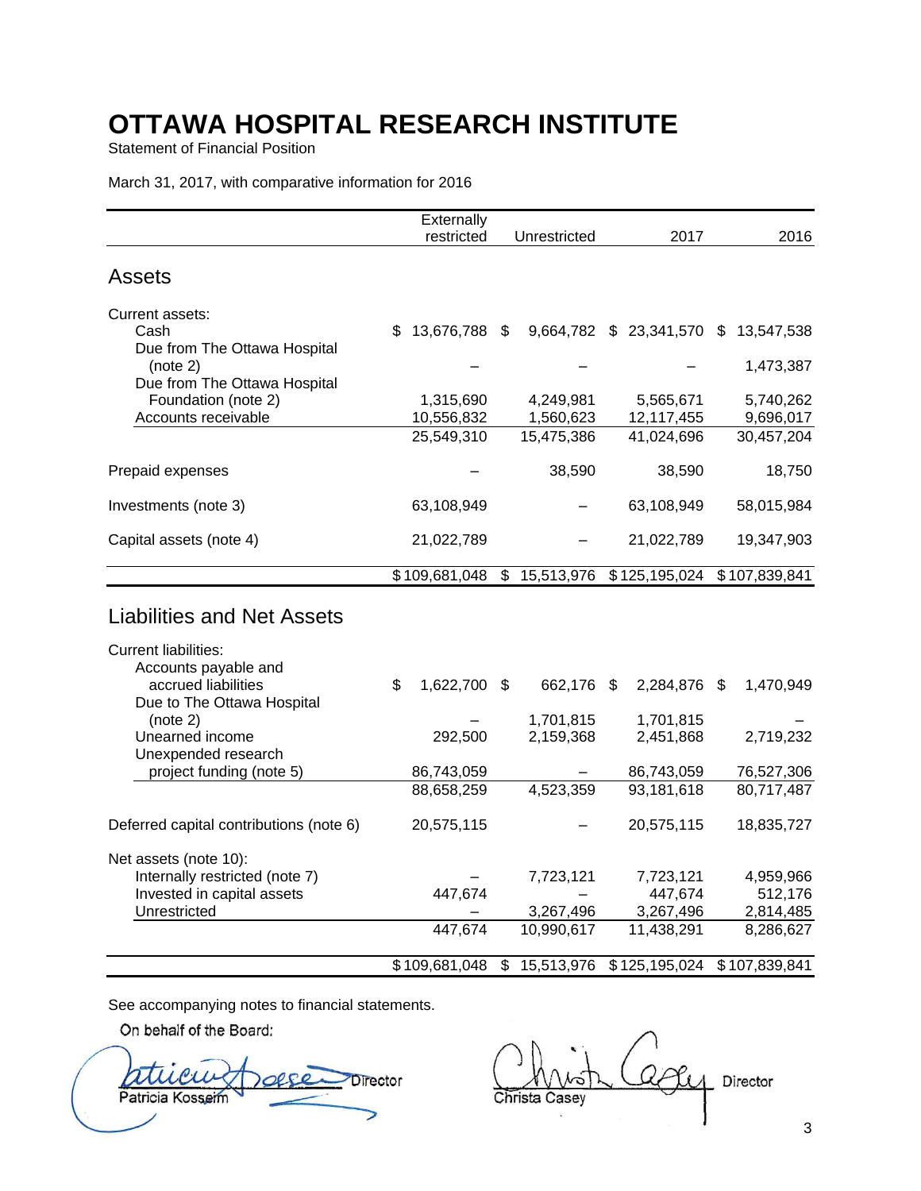# OTTAWA HOSPITAL RESEARCH INSTITUTE

Statement of Financial Position

March 31, 2017, with comparative information for 2016

| | Externally restricted | Unrestricted | 2017 | 2016 |
|---|---|---|---|---|
| **Assets** | | | | |
| Current assets: | | | | |
| Cash | $ 13,676,788 | $ 9,664,782 | $ 23,341,570 | $ 13,547,538 |
| Due from The Ottawa Hospital (note 2) | – | – | – | 1,473,387 |
| Due from The Ottawa Hospital Foundation (note 2) | 1,315,690 | 4,249,981 | 5,565,671 | 5,740,262 |
| Accounts receivable | 10,556,832 | 1,560,623 | 12,117,455 | 9,696,017 |
| | 25,549,310 | 15,475,386 | 41,024,696 | 30,457,204 |
| Prepaid expenses | – | 38,590 | 38,590 | 18,750 |
| Investments (note 3) | 63,108,949 | – | 63,108,949 | 58,015,984 |
| Capital assets (note 4) | 21,022,789 | – | 21,022,789 | 19,347,903 |
| | $ 109,681,048 | $ 15,513,976 | $ 125,195,024 | $ 107,839,841 |
| **Liabilities and Net Assets** | | | | |
| Current liabilities: | | | | |
| Accounts payable and accrued liabilities | $ 1,622,700 | $ 662,176 | $ 2,284,876 | $ 1,470,949 |
| Due to The Ottawa Hospital (note 2) | – | 1,701,815 | 1,701,815 | – |
| Unearned income | 292,500 | 2,159,368 | 2,451,868 | 2,719,232 |
| Unexpended research project funding (note 5) | 86,743,059 | – | 86,743,059 | 76,527,306 |
| | 88,658,259 | 4,523,359 | 93,181,618 | 80,717,487 |
| Deferred capital contributions (note 6) | 20,575,115 | – | 20,575,115 | 18,835,727 |
| Net assets (note 10): | | | | |
| Internally restricted (note 7) | – | 7,723,121 | 7,723,121 | 4,959,966 |
| Invested in capital assets | 447,674 | – | 447,674 | 512,176 |
| Unrestricted | – | 3,267,496 | 3,267,496 | 2,814,485 |
| | 447,674 | 10,990,617 | 11,438,291 | 8,286,627 |
| | $ 109,681,048 | $ 15,513,976 | $ 125,195,024 | $ 107,839,841 |

See accompanying notes to financial statements.

On behalf of the Board:

Patricia Kossem, Director

Christa Casey, Director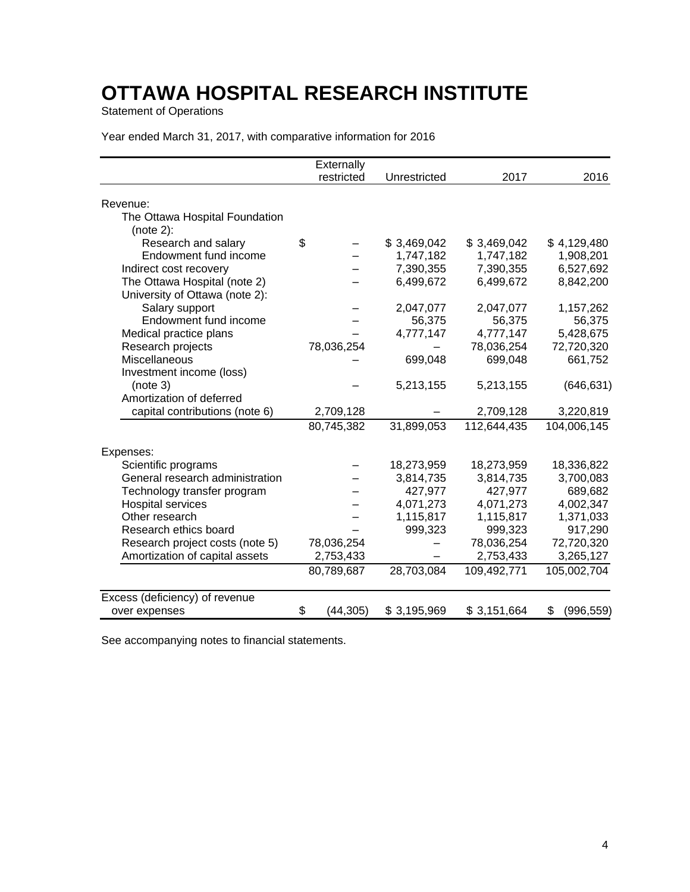# OTTAWA HOSPITAL RESEARCH INSTITUTE

Statement of Operations

Year ended March 31, 2017, with comparative information for 2016

| | Externally restricted | Unrestricted | 2017 | 2016 |
|---|---|---|---|---|
| Revenue: | | | | |
| The Ottawa Hospital Foundation (note 2): | | | | |
| Research and salary | $ – | $ 3,469,042 | $ 3,469,042 | $ 4,129,480 |
| Endowment fund income | – | 1,747,182 | 1,747,182 | 1,908,201 |
| Indirect cost recovery | – | 7,390,355 | 7,390,355 | 6,527,692 |
| The Ottawa Hospital (note 2) | – | 6,499,672 | 6,499,672 | 8,842,200 |
| University of Ottawa (note 2): | | | | |
| Salary support | – | 2,047,077 | 2,047,077 | 1,157,262 |
| Endowment fund income | – | 56,375 | 56,375 | 56,375 |
| Medical practice plans | – | 4,777,147 | 4,777,147 | 5,428,675 |
| Research projects | 78,036,254 | – | 78,036,254 | 72,720,320 |
| Miscellaneous | – | 699,048 | 699,048 | 661,752 |
| Investment income (loss) (note 3) | – | 5,213,155 | 5,213,155 | (646,631) |
| Amortization of deferred capital contributions (note 6) | 2,709,128 | – | 2,709,128 | 3,220,819 |
| | 80,745,382 | 31,899,053 | 112,644,435 | 104,006,145 |
| Expenses: | | | | |
| Scientific programs | – | 18,273,959 | 18,273,959 | 18,336,822 |
| General research administration | – | 3,814,735 | 3,814,735 | 3,700,083 |
| Technology transfer program | – | 427,977 | 427,977 | 689,682 |
| Hospital services | – | 4,071,273 | 4,071,273 | 4,002,347 |
| Other research | – | 1,115,817 | 1,115,817 | 1,371,033 |
| Research ethics board | – | 999,323 | 999,323 | 917,290 |
| Research project costs (note 5) | 78,036,254 | – | 78,036,254 | 72,720,320 |
| Amortization of capital assets | 2,753,433 | – | 2,753,433 | 3,265,127 |
| | 80,789,687 | 28,703,084 | 109,492,771 | 105,002,704 |
| Excess (deficiency) of revenue over expenses | $ (44,305) | $ 3,195,969 | $ 3,151,664 | $ (996,559) |

See accompanying notes to financial statements.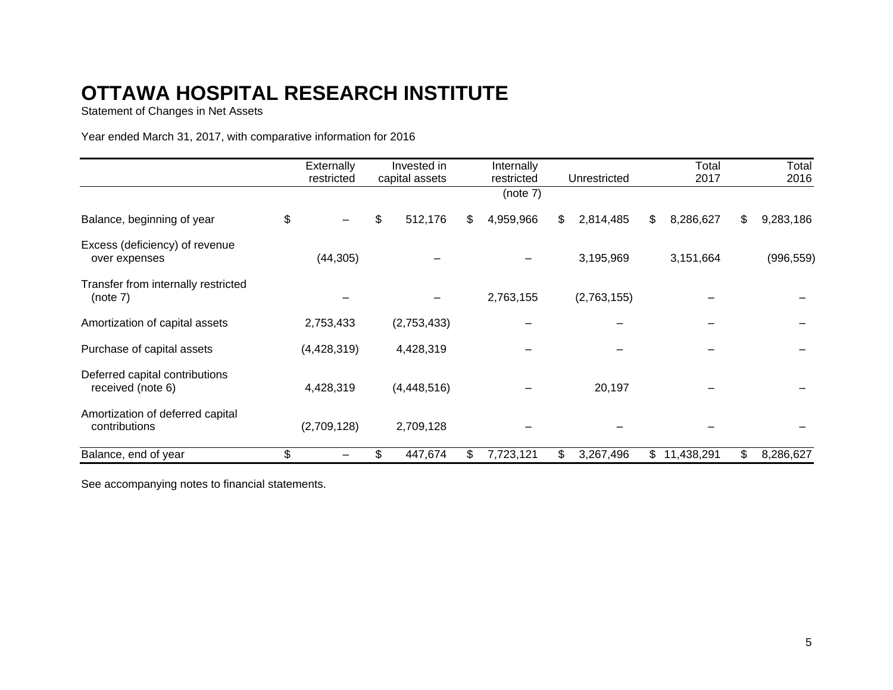# OTTAWA HOSPITAL RESEARCH INSTITUTE

Statement of Changes in Net Assets

Year ended March 31, 2017, with comparative information for 2016

| | Externally restricted | Invested in capital assets | Internally restricted (note 7) | Unrestricted | Total 2017 | Total 2016 |
|---|---|---|---|---|---|---|
| Balance, beginning of year | $ – | $ 512,176 | $ 4,959,966 | $ 2,814,485 | $ 8,286,627 | $ 9,283,186 |
| Excess (deficiency) of revenue over expenses | (44,305) | – | – | 3,195,969 | 3,151,664 | (996,559) |
| Transfer from internally restricted (note 7) | – | – | 2,763,155 | (2,763,155) | – | – |
| Amortization of capital assets | 2,753,433 | (2,753,433) | – | – | – | – |
| Purchase of capital assets | (4,428,319) | 4,428,319 | – | – | – | – |
| Deferred capital contributions received (note 6) | 4,428,319 | (4,448,516) | – | 20,197 | – | – |
| Amortization of deferred capital contributions | (2,709,128) | 2,709,128 | – | – | – | – |
| Balance, end of year | $ – | $ 447,674 | $ 7,723,121 | $ 3,267,496 | $ 11,438,291 | $ 8,286,627 |

See accompanying notes to financial statements.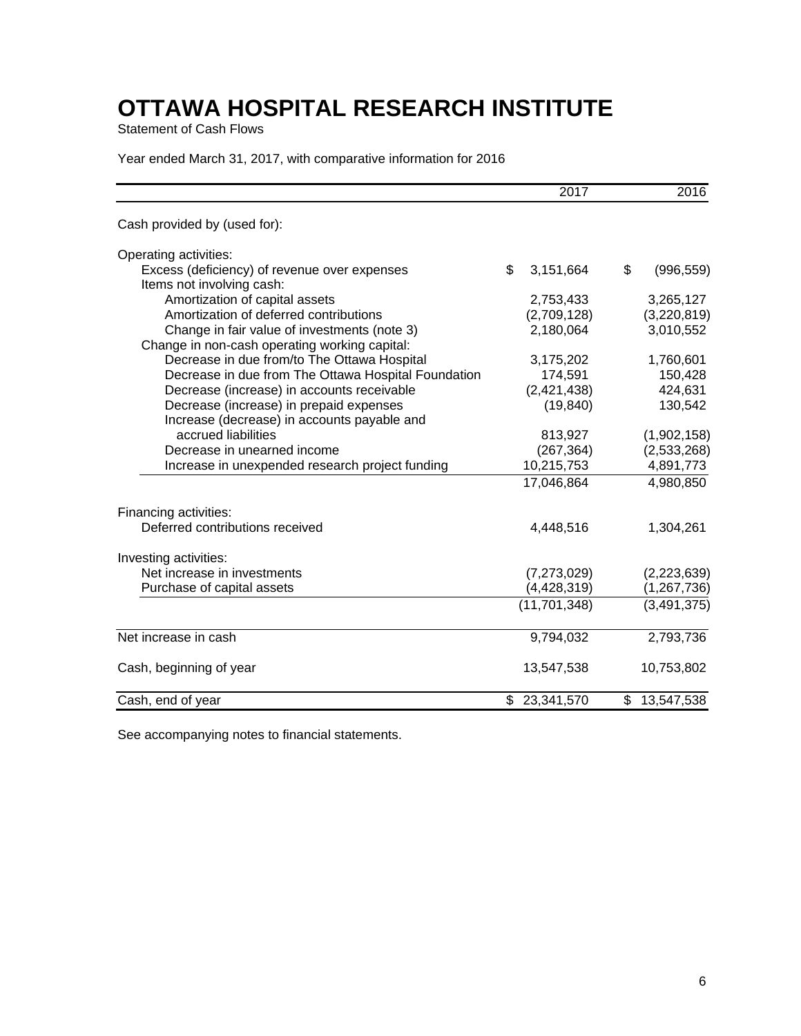# OTTAWA HOSPITAL RESEARCH INSTITUTE

Statement of Cash Flows

Year ended March 31, 2017, with comparative information for 2016

| | 2017 | 2016 |
|---|---|---|
| Cash provided by (used for): | | |
| Operating activities: | | |
| Excess (deficiency) of revenue over expenses | $ 3,151,664 | $ (996,559) |
| Items not involving cash: | | |
| Amortization of capital assets | 2,753,433 | 3,265,127 |
| Amortization of deferred contributions | (2,709,128) | (3,220,819) |
| Change in fair value of investments (note 3) | 2,180,064 | 3,010,552 |
| Change in non-cash operating working capital: | | |
| Decrease in due from/to The Ottawa Hospital | 3,175,202 | 1,760,601 |
| Decrease in due from The Ottawa Hospital Foundation | 174,591 | 150,428 |
| Decrease (increase) in accounts receivable | (2,421,438) | 424,631 |
| Decrease (increase) in prepaid expenses | (19,840) | 130,542 |
| Increase (decrease) in accounts payable and accrued liabilities | 813,927 | (1,902,158) |
| Decrease in unearned income | (267,364) | (2,533,268) |
| Increase in unexpended research project funding | 10,215,753 | 4,891,773 |
| | 17,046,864 | 4,980,850 |
| Financing activities: | | |
| Deferred contributions received | 4,448,516 | 1,304,261 |
| Investing activities: | | |
| Net increase in investments | (7,273,029) | (2,223,639) |
| Purchase of capital assets | (4,428,319) | (1,267,736) |
| | (11,701,348) | (3,491,375) |
| Net increase in cash | 9,794,032 | 2,793,736 |
| Cash, beginning of year | 13,547,538 | 10,753,802 |
| Cash, end of year | $ 23,341,570 | $ 13,547,538 |

See accompanying notes to financial statements.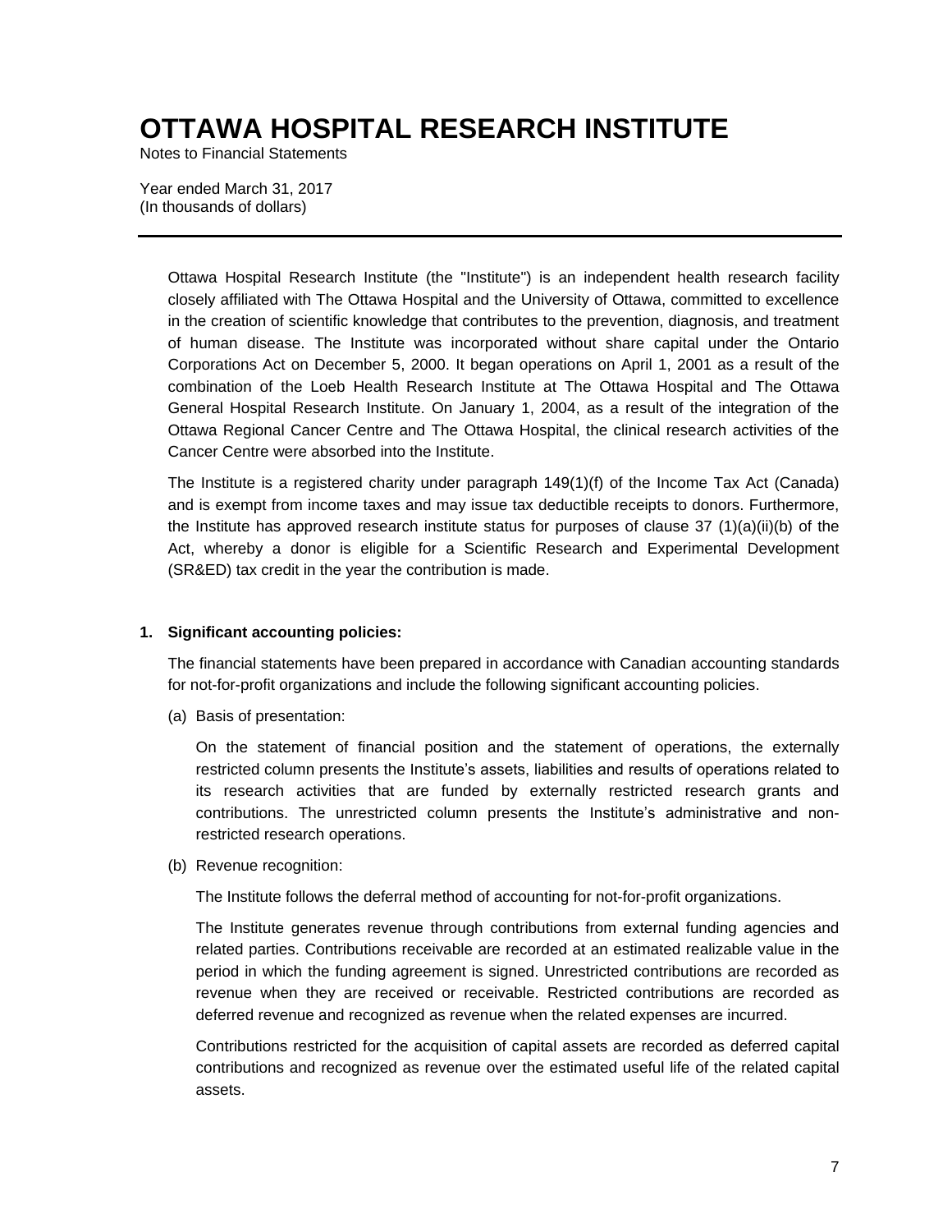# OTTAWA HOSPITAL RESEARCH INSTITUTE

Notes to Financial Statements

Year ended March 31, 2017
(In thousands of dollars)

---

Ottawa Hospital Research Institute (the "Institute") is an independent health research facility closely affiliated with The Ottawa Hospital and the University of Ottawa, committed to excellence in the creation of scientific knowledge that contributes to the prevention, diagnosis, and treatment of human disease. The Institute was incorporated without share capital under the Ontario Corporations Act on December 5, 2000. It began operations on April 1, 2001 as a result of the combination of the Loeb Health Research Institute at The Ottawa Hospital and The Ottawa General Hospital Research Institute. On January 1, 2004, as a result of the integration of the Ottawa Regional Cancer Centre and The Ottawa Hospital, the clinical research activities of the Cancer Centre were absorbed into the Institute.

The Institute is a registered charity under paragraph 149(1)(f) of the Income Tax Act (Canada) and is exempt from income taxes and may issue tax deductible receipts to donors. Furthermore, the Institute has approved research institute status for purposes of clause 37 (1)(a)(ii)(b) of the Act, whereby a donor is eligible for a Scientific Research and Experimental Development (SR&ED) tax credit in the year the contribution is made.

## 1. Significant accounting policies:

The financial statements have been prepared in accordance with Canadian accounting standards for not-for-profit organizations and include the following significant accounting policies.

(a) Basis of presentation:

On the statement of financial position and the statement of operations, the externally restricted column presents the Institute's assets, liabilities and results of operations related to its research activities that are funded by externally restricted research grants and contributions. The unrestricted column presents the Institute's administrative and non-restricted research operations.

(b) Revenue recognition:

The Institute follows the deferral method of accounting for not-for-profit organizations.

The Institute generates revenue through contributions from external funding agencies and related parties. Contributions receivable are recorded at an estimated realizable value in the period in which the funding agreement is signed. Unrestricted contributions are recorded as revenue when they are received or receivable. Restricted contributions are recorded as deferred revenue and recognized as revenue when the related expenses are incurred.

Contributions restricted for the acquisition of capital assets are recorded as deferred capital contributions and recognized as revenue over the estimated useful life of the related capital assets.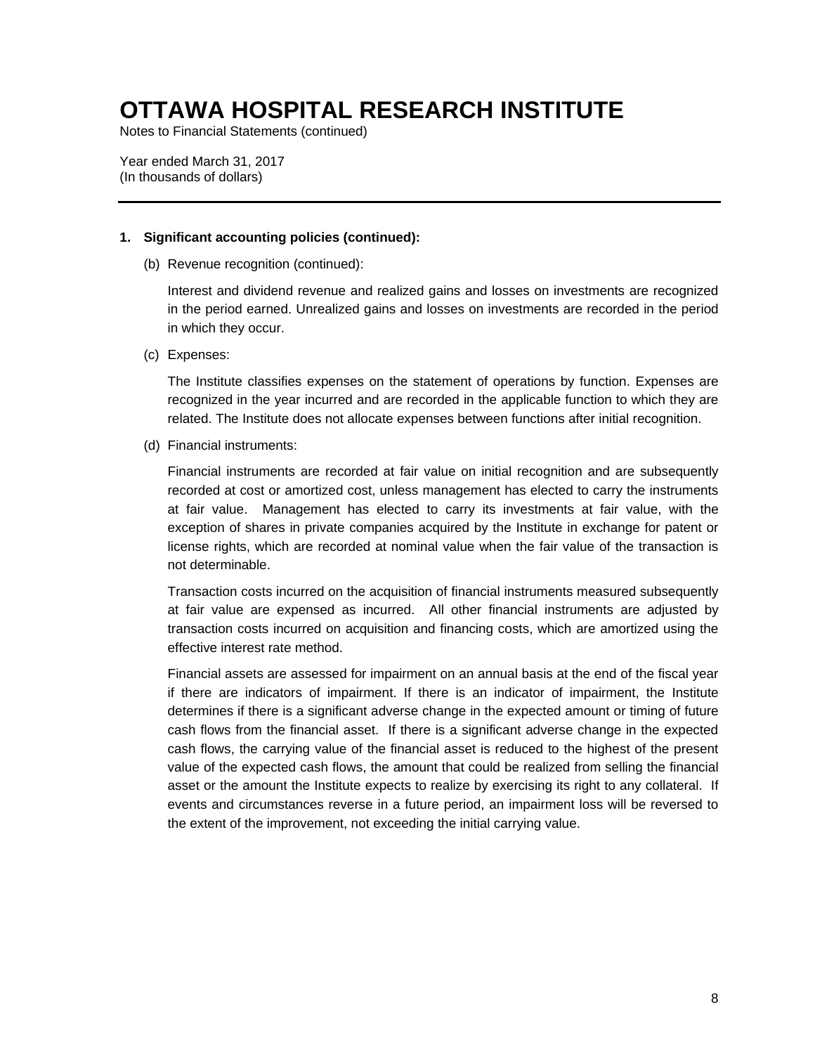# OTTAWA HOSPITAL RESEARCH INSTITUTE

Notes to Financial Statements (continued)

Year ended March 31, 2017
(In thousands of dollars)

---

**1. Significant accounting policies (continued):**

(b) Revenue recognition (continued):

Interest and dividend revenue and realized gains and losses on investments are recognized in the period earned. Unrealized gains and losses on investments are recorded in the period in which they occur.

(c) Expenses:

The Institute classifies expenses on the statement of operations by function. Expenses are recognized in the year incurred and are recorded in the applicable function to which they are related. The Institute does not allocate expenses between functions after initial recognition.

(d) Financial instruments:

Financial instruments are recorded at fair value on initial recognition and are subsequently recorded at cost or amortized cost, unless management has elected to carry the instruments at fair value. Management has elected to carry its investments at fair value, with the exception of shares in private companies acquired by the Institute in exchange for patent or license rights, which are recorded at nominal value when the fair value of the transaction is not determinable.

Transaction costs incurred on the acquisition of financial instruments measured subsequently at fair value are expensed as incurred. All other financial instruments are adjusted by transaction costs incurred on acquisition and financing costs, which are amortized using the effective interest rate method.

Financial assets are assessed for impairment on an annual basis at the end of the fiscal year if there are indicators of impairment. If there is an indicator of impairment, the Institute determines if there is a significant adverse change in the expected amount or timing of future cash flows from the financial asset. If there is a significant adverse change in the expected cash flows, the carrying value of the financial asset is reduced to the highest of the present value of the expected cash flows, the amount that could be realized from selling the financial asset or the amount the Institute expects to realize by exercising its right to any collateral. If events and circumstances reverse in a future period, an impairment loss will be reversed to the extent of the improvement, not exceeding the initial carrying value.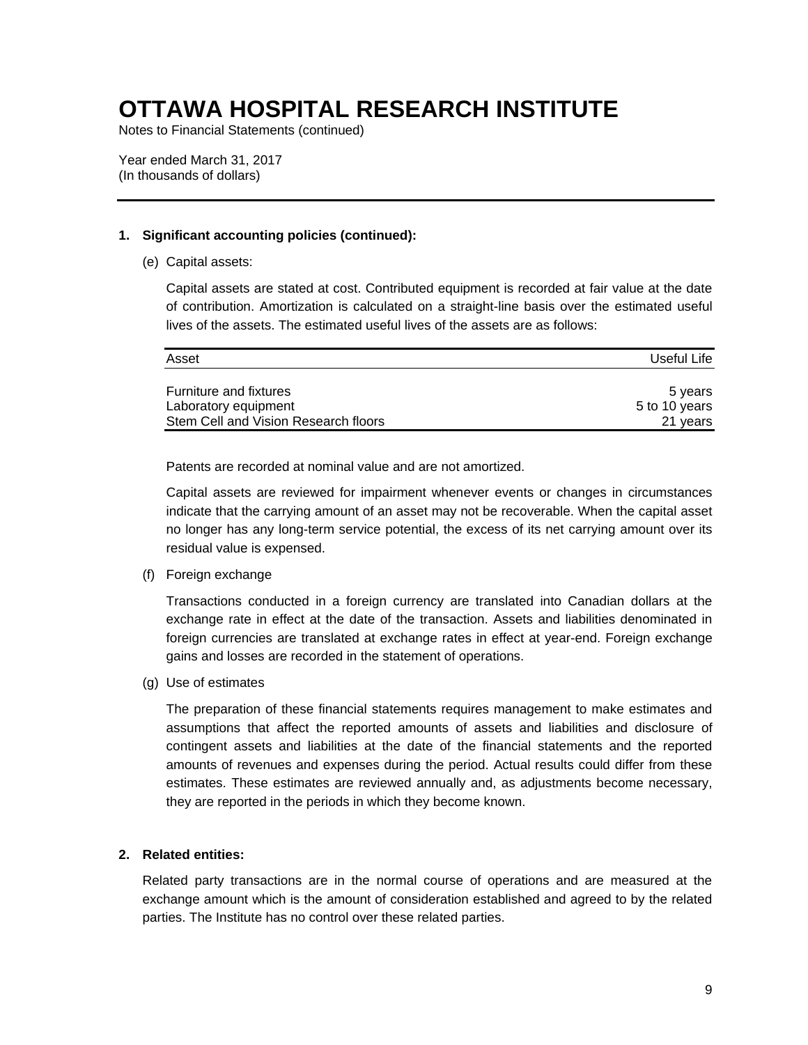# OTTAWA HOSPITAL RESEARCH INSTITUTE

Notes to Financial Statements (continued)

Year ended March 31, 2017
(In thousands of dollars)

**1. Significant accounting policies (continued):**

(e) Capital assets:

Capital assets are stated at cost. Contributed equipment is recorded at fair value at the date of contribution. Amortization is calculated on a straight-line basis over the estimated useful lives of the assets. The estimated useful lives of the assets are as follows:

| Asset | Useful Life |
|---|---|
| Furniture and fixtures | 5 years |
| Laboratory equipment | 5 to 10 years |
| Stem Cell and Vision Research floors | 21 years |

Patents are recorded at nominal value and are not amortized.

Capital assets are reviewed for impairment whenever events or changes in circumstances indicate that the carrying amount of an asset may not be recoverable. When the capital asset no longer has any long-term service potential, the excess of its net carrying amount over its residual value is expensed.

(f) Foreign exchange

Transactions conducted in a foreign currency are translated into Canadian dollars at the exchange rate in effect at the date of the transaction. Assets and liabilities denominated in foreign currencies are translated at exchange rates in effect at year-end. Foreign exchange gains and losses are recorded in the statement of operations.

(g) Use of estimates

The preparation of these financial statements requires management to make estimates and assumptions that affect the reported amounts of assets and liabilities and disclosure of contingent assets and liabilities at the date of the financial statements and the reported amounts of revenues and expenses during the period. Actual results could differ from these estimates. These estimates are reviewed annually and, as adjustments become necessary, they are reported in the periods in which they become known.

**2. Related entities:**

Related party transactions are in the normal course of operations and are measured at the exchange amount which is the amount of consideration established and agreed to by the related parties. The Institute has no control over these related parties.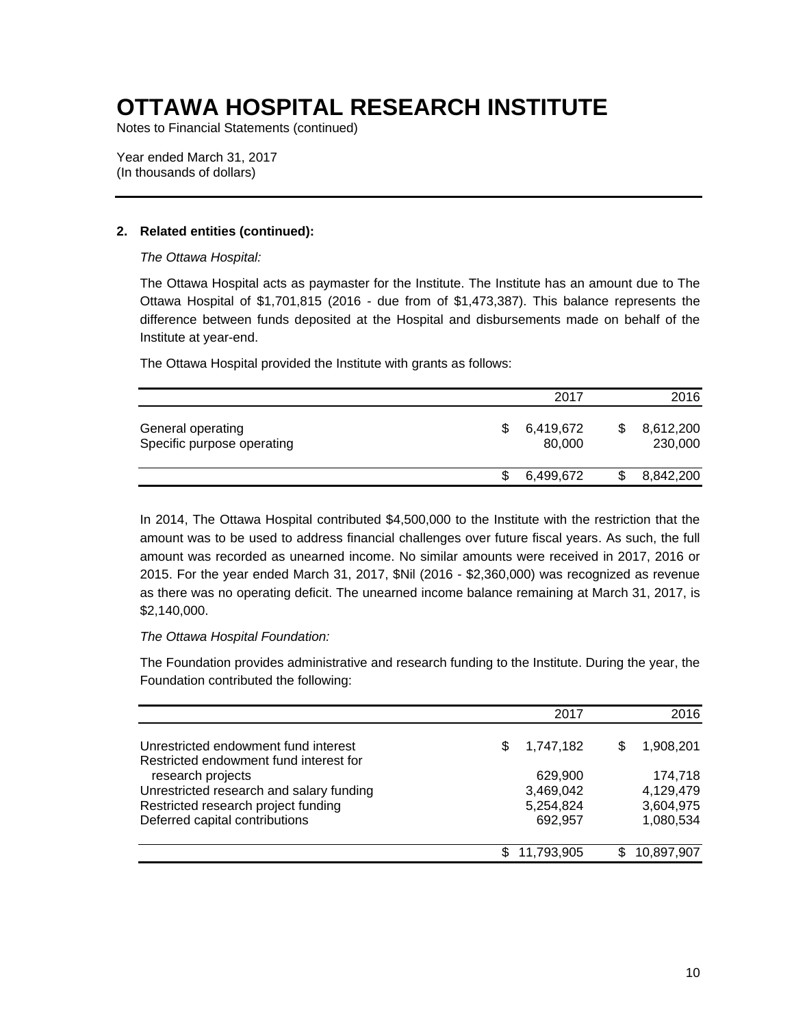# OTTAWA HOSPITAL RESEARCH INSTITUTE

Notes to Financial Statements (continued)

Year ended March 31, 2017
(In thousands of dollars)

**2. Related entities (continued):**

*The Ottawa Hospital:*

The Ottawa Hospital acts as paymaster for the Institute. The Institute has an amount due to The Ottawa Hospital of $1,701,815 (2016 - due from of $1,473,387). This balance represents the difference between funds deposited at the Hospital and disbursements made on behalf of the Institute at year-end.

The Ottawa Hospital provided the Institute with grants as follows:

| | 2017 | 2016 |
|---|---|---|
| General operating | $ 6,419,672 | $ 8,612,200 |
| Specific purpose operating | 80,000 | 230,000 |
| | $ 6,499,672 | $ 8,842,200 |

In 2014, The Ottawa Hospital contributed $4,500,000 to the Institute with the restriction that the amount was to be used to address financial challenges over future fiscal years. As such, the full amount was recorded as unearned income. No similar amounts were received in 2017, 2016 or 2015. For the year ended March 31, 2017, $Nil (2016 - $2,360,000) was recognized as revenue as there was no operating deficit. The unearned income balance remaining at March 31, 2017, is $2,140,000.

*The Ottawa Hospital Foundation:*

The Foundation provides administrative and research funding to the Institute. During the year, the Foundation contributed the following:

| | 2017 | 2016 |
|---|---|---|
| Unrestricted endowment fund interest | $ 1,747,182 | $ 1,908,201 |
| Restricted endowment fund interest for research projects | 629,900 | 174,718 |
| Unrestricted research and salary funding | 3,469,042 | 4,129,479 |
| Restricted research project funding | 5,254,824 | 3,604,975 |
| Deferred capital contributions | 692,957 | 1,080,534 |
| | $ 11,793,905 | $ 10,897,907 |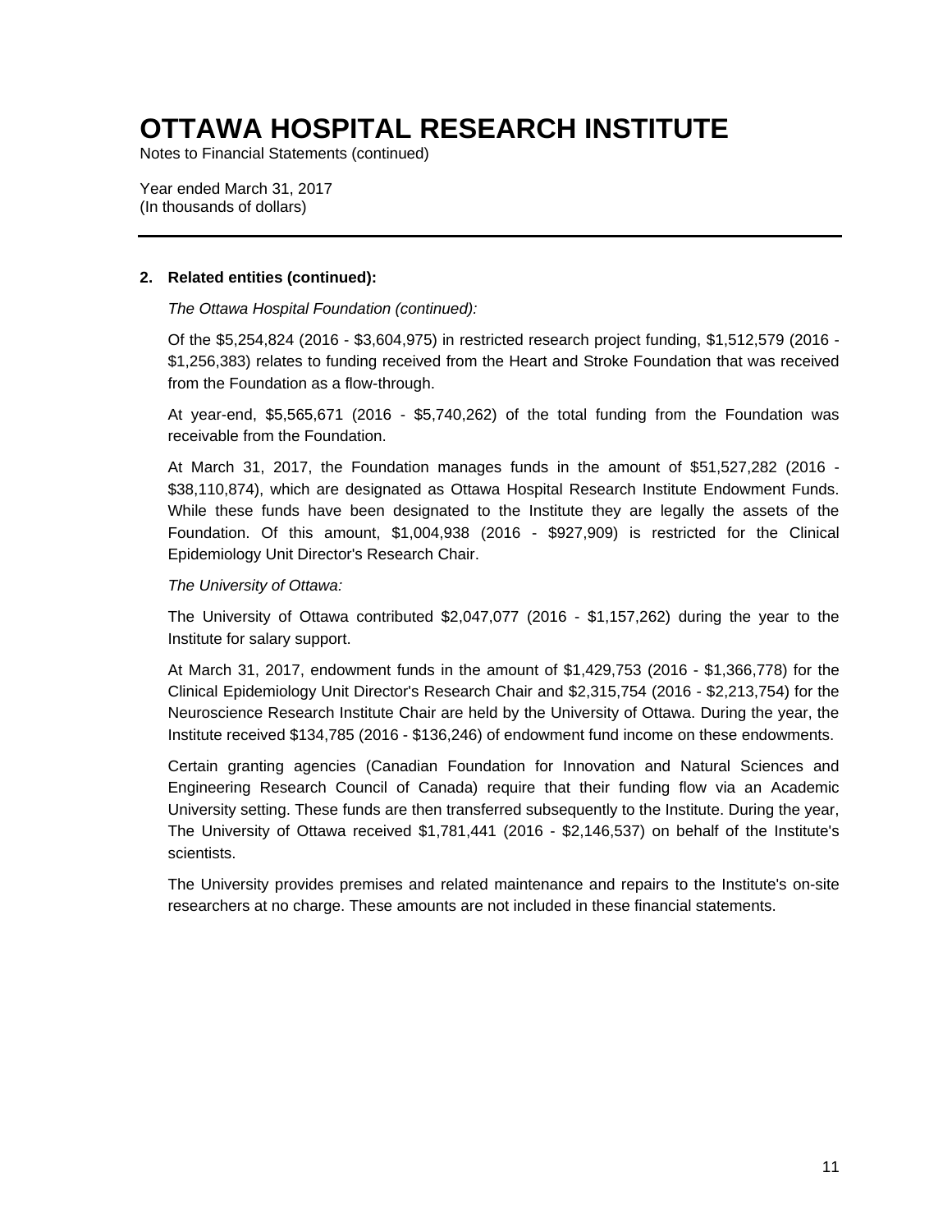# OTTAWA HOSPITAL RESEARCH INSTITUTE

Notes to Financial Statements (continued)

Year ended March 31, 2017
(In thousands of dollars)

---

## 2. Related entities (continued):

*The Ottawa Hospital Foundation (continued):*

Of the $5,254,824 (2016 - $3,604,975) in restricted research project funding, $1,512,579 (2016 - $1,256,383) relates to funding received from the Heart and Stroke Foundation that was received from the Foundation as a flow-through.

At year-end, $5,565,671 (2016 - $5,740,262) of the total funding from the Foundation was receivable from the Foundation.

At March 31, 2017, the Foundation manages funds in the amount of $51,527,282 (2016 - $38,110,874), which are designated as Ottawa Hospital Research Institute Endowment Funds. While these funds have been designated to the Institute they are legally the assets of the Foundation. Of this amount, $1,004,938 (2016 - $927,909) is restricted for the Clinical Epidemiology Unit Director's Research Chair.

*The University of Ottawa:*

The University of Ottawa contributed $2,047,077 (2016 - $1,157,262) during the year to the Institute for salary support.

At March 31, 2017, endowment funds in the amount of $1,429,753 (2016 - $1,366,778) for the Clinical Epidemiology Unit Director's Research Chair and $2,315,754 (2016 - $2,213,754) for the Neuroscience Research Institute Chair are held by the University of Ottawa. During the year, the Institute received $134,785 (2016 - $136,246) of endowment fund income on these endowments.

Certain granting agencies (Canadian Foundation for Innovation and Natural Sciences and Engineering Research Council of Canada) require that their funding flow via an Academic University setting. These funds are then transferred subsequently to the Institute. During the year, The University of Ottawa received $1,781,441 (2016 - $2,146,537) on behalf of the Institute's scientists.

The University provides premises and related maintenance and repairs to the Institute's on-site researchers at no charge. These amounts are not included in these financial statements.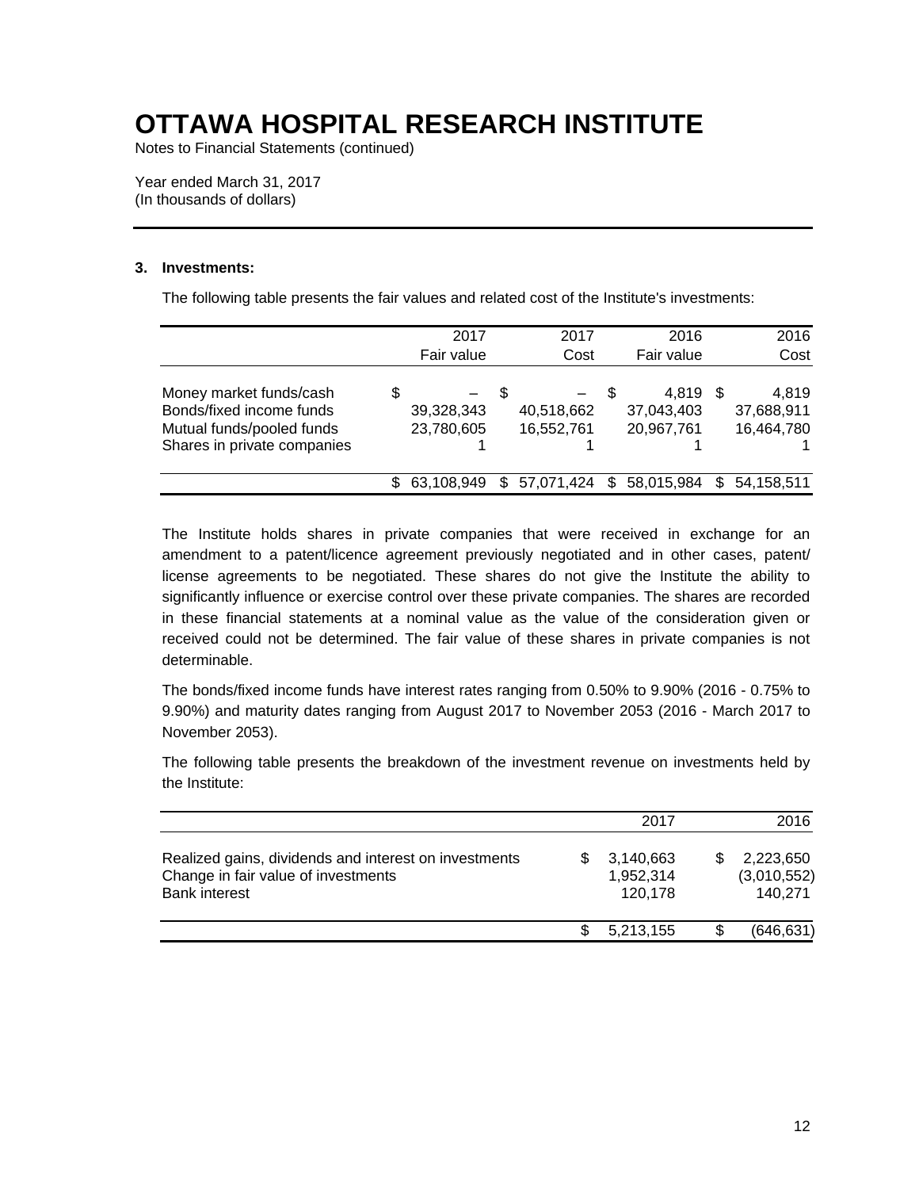# OTTAWA HOSPITAL RESEARCH INSTITUTE

Notes to Financial Statements (continued)

Year ended March 31, 2017
(In thousands of dollars)

---

**3. Investments:**

The following table presents the fair values and related cost of the Institute's investments:

| | 2017 Fair value | 2017 Cost | 2016 Fair value | 2016 Cost |
|---|---|---|---|---|
| Money market funds/cash | $ – | $ – | $ 4,819 | $ 4,819 |
| Bonds/fixed income funds | 39,328,343 | 40,518,662 | 37,043,403 | 37,688,911 |
| Mutual funds/pooled funds | 23,780,605 | 16,552,761 | 20,967,761 | 16,464,780 |
| Shares in private companies | 1 | 1 | 1 | 1 |
| | $ 63,108,949 | $ 57,071,424 | $ 58,015,984 | $ 54,158,511 |

The Institute holds shares in private companies that were received in exchange for an amendment to a patent/licence agreement previously negotiated and in other cases, patent/license agreements to be negotiated. These shares do not give the Institute the ability to significantly influence or exercise control over these private companies. The shares are recorded in these financial statements at a nominal value as the value of the consideration given or received could not be determined. The fair value of these shares in private companies is not determinable.

The bonds/fixed income funds have interest rates ranging from 0.50% to 9.90% (2016 - 0.75% to 9.90%) and maturity dates ranging from August 2017 to November 2053 (2016 - March 2017 to November 2053).

The following table presents the breakdown of the investment revenue on investments held by the Institute:

| | 2017 | 2016 |
|---|---|---|
| Realized gains, dividends and interest on investments | $ 3,140,663 | $ 2,223,650 |
| Change in fair value of investments | 1,952,314 | (3,010,552) |
| Bank interest | 120,178 | 140,271 |
| | $ 5,213,155 | $ (646,631) |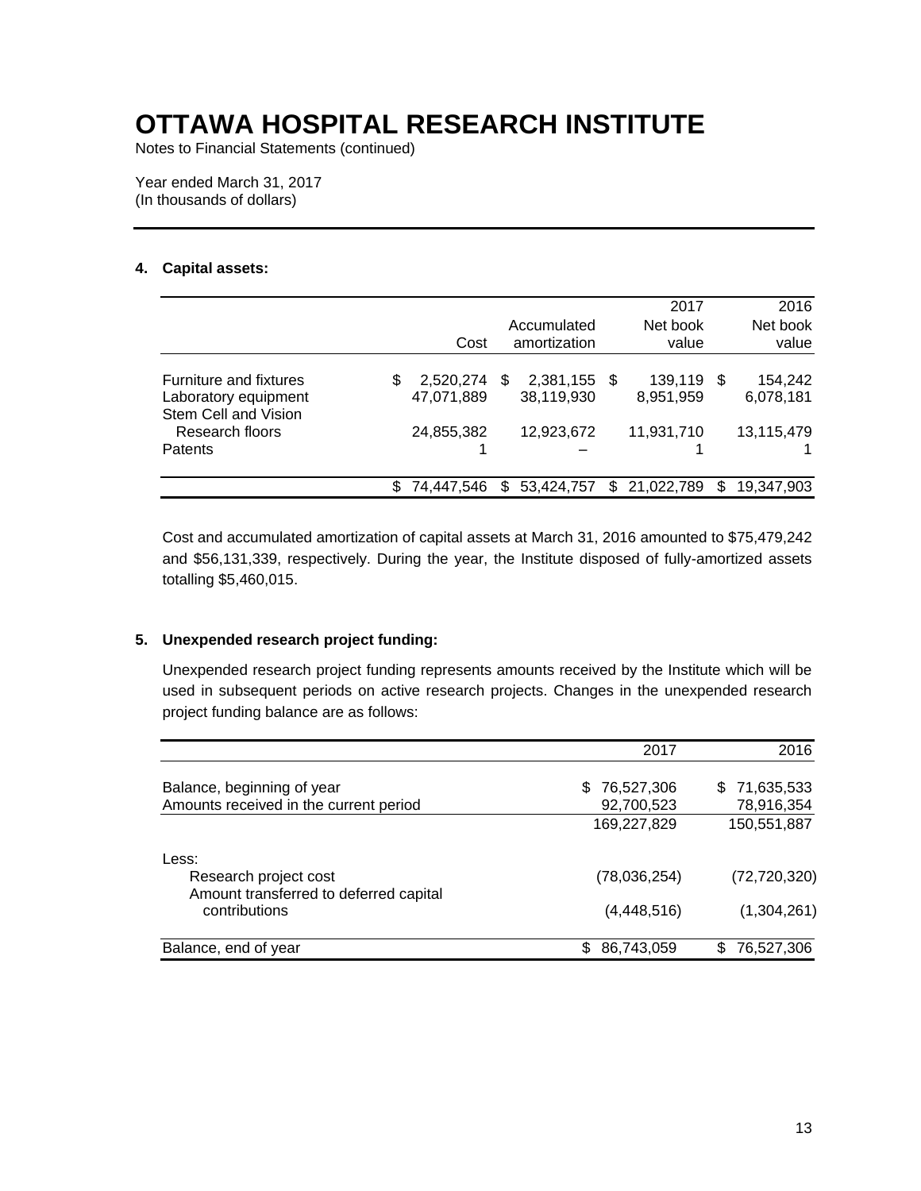# OTTAWA HOSPITAL RESEARCH INSTITUTE

Notes to Financial Statements (continued)

Year ended March 31, 2017
(In thousands of dollars)

## 4. Capital assets:

| | Cost | Accumulated amortization | 2017 Net book value | 2016 Net book value |
|---|---|---|---|---|
| Furniture and fixtures | $ 2,520,274 | $ 2,381,155 | $ 139,119 | $ 154,242 |
| Laboratory equipment | 47,071,889 | 38,119,930 | 8,951,959 | 6,078,181 |
| Stem Cell and Vision Research floors | 24,855,382 | 12,923,672 | 11,931,710 | 13,115,479 |
| Patents | 1 | – | 1 | 1 |
| | $ 74,447,546 | $ 53,424,757 | $ 21,022,789 | $ 19,347,903 |

Cost and accumulated amortization of capital assets at March 31, 2016 amounted to $75,479,242 and $56,131,339, respectively. During the year, the Institute disposed of fully-amortized assets totalling $5,460,015.

## 5. Unexpended research project funding:

Unexpended research project funding represents amounts received by the Institute which will be used in subsequent periods on active research projects. Changes in the unexpended research project funding balance are as follows:

| | 2017 | 2016 |
|---|---|---|
| Balance, beginning of year | $ 76,527,306 | $ 71,635,533 |
| Amounts received in the current period | 92,700,523 | 78,916,354 |
| | 169,227,829 | 150,551,887 |
| Less: | | |
| Research project cost | (78,036,254) | (72,720,320) |
| Amount transferred to deferred capital contributions | (4,448,516) | (1,304,261) |
| Balance, end of year | $ 86,743,059 | $ 76,527,306 |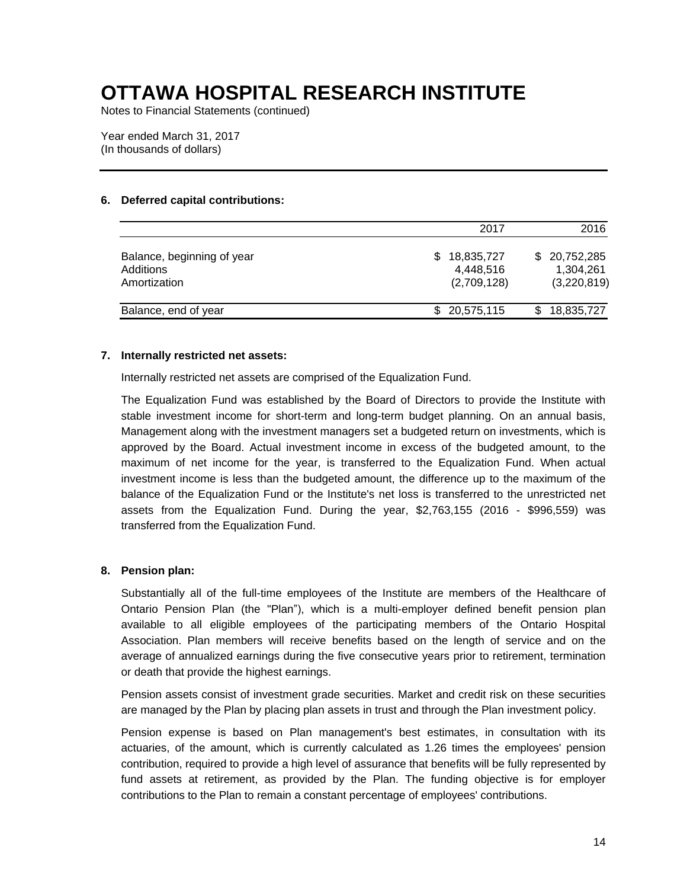# OTTAWA HOSPITAL RESEARCH INSTITUTE

Notes to Financial Statements (continued)

Year ended March 31, 2017
(In thousands of dollars)

## 6. Deferred capital contributions:

| | 2017 | 2016 |
|---|---|---|
| Balance, beginning of year | $ 18,835,727 | $ 20,752,285 |
| Additions | 4,448,516 | 1,304,261 |
| Amortization | (2,709,128) | (3,220,819) |
| Balance, end of year | $ 20,575,115 | $ 18,835,727 |

## 7. Internally restricted net assets:

Internally restricted net assets are comprised of the Equalization Fund.

The Equalization Fund was established by the Board of Directors to provide the Institute with stable investment income for short-term and long-term budget planning. On an annual basis, Management along with the investment managers set a budgeted return on investments, which is approved by the Board. Actual investment income in excess of the budgeted amount, to the maximum of net income for the year, is transferred to the Equalization Fund. When actual investment income is less than the budgeted amount, the difference up to the maximum of the balance of the Equalization Fund or the Institute's net loss is transferred to the unrestricted net assets from the Equalization Fund. During the year, $2,763,155 (2016 - $996,559) was transferred from the Equalization Fund.

## 8. Pension plan:

Substantially all of the full-time employees of the Institute are members of the Healthcare of Ontario Pension Plan (the "Plan"), which is a multi-employer defined benefit pension plan available to all eligible employees of the participating members of the Ontario Hospital Association. Plan members will receive benefits based on the length of service and on the average of annualized earnings during the five consecutive years prior to retirement, termination or death that provide the highest earnings.

Pension assets consist of investment grade securities. Market and credit risk on these securities are managed by the Plan by placing plan assets in trust and through the Plan investment policy.

Pension expense is based on Plan management's best estimates, in consultation with its actuaries, of the amount, which is currently calculated as 1.26 times the employees' pension contribution, required to provide a high level of assurance that benefits will be fully represented by fund assets at retirement, as provided by the Plan. The funding objective is for employer contributions to the Plan to remain a constant percentage of employees' contributions.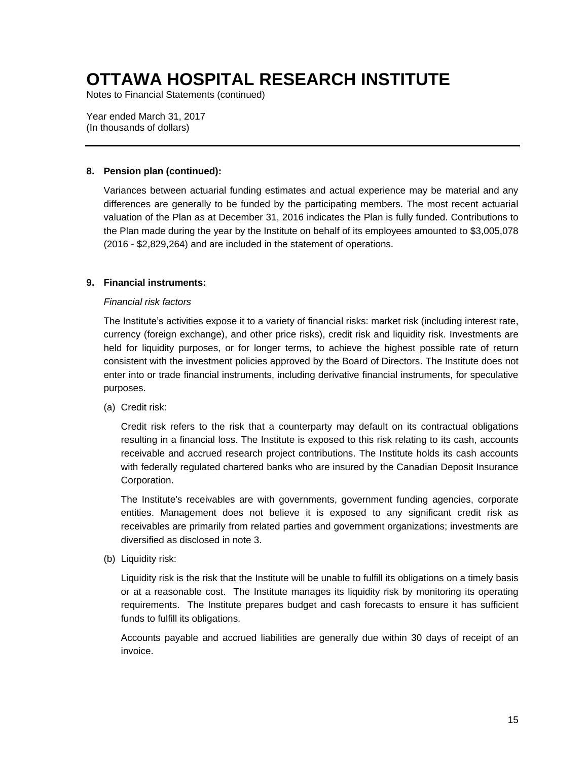# OTTAWA HOSPITAL RESEARCH INSTITUTE

Notes to Financial Statements (continued)

Year ended March 31, 2017
(In thousands of dollars)

**8. Pension plan (continued):**

Variances between actuarial funding estimates and actual experience may be material and any differences are generally to be funded by the participating members. The most recent actuarial valuation of the Plan as at December 31, 2016 indicates the Plan is fully funded. Contributions to the Plan made during the year by the Institute on behalf of its employees amounted to $3,005,078 (2016 - $2,829,264) and are included in the statement of operations.

**9. Financial instruments:**

*Financial risk factors*

The Institute's activities expose it to a variety of financial risks: market risk (including interest rate, currency (foreign exchange), and other price risks), credit risk and liquidity risk. Investments are held for liquidity purposes, or for longer terms, to achieve the highest possible rate of return consistent with the investment policies approved by the Board of Directors. The Institute does not enter into or trade financial instruments, including derivative financial instruments, for speculative purposes.

(a) Credit risk:

Credit risk refers to the risk that a counterparty may default on its contractual obligations resulting in a financial loss. The Institute is exposed to this risk relating to its cash, accounts receivable and accrued research project contributions. The Institute holds its cash accounts with federally regulated chartered banks who are insured by the Canadian Deposit Insurance Corporation.

The Institute's receivables are with governments, government funding agencies, corporate entities. Management does not believe it is exposed to any significant credit risk as receivables are primarily from related parties and government organizations; investments are diversified as disclosed in note 3.

(b) Liquidity risk:

Liquidity risk is the risk that the Institute will be unable to fulfill its obligations on a timely basis or at a reasonable cost. The Institute manages its liquidity risk by monitoring its operating requirements. The Institute prepares budget and cash forecasts to ensure it has sufficient funds to fulfill its obligations.

Accounts payable and accrued liabilities are generally due within 30 days of receipt of an invoice.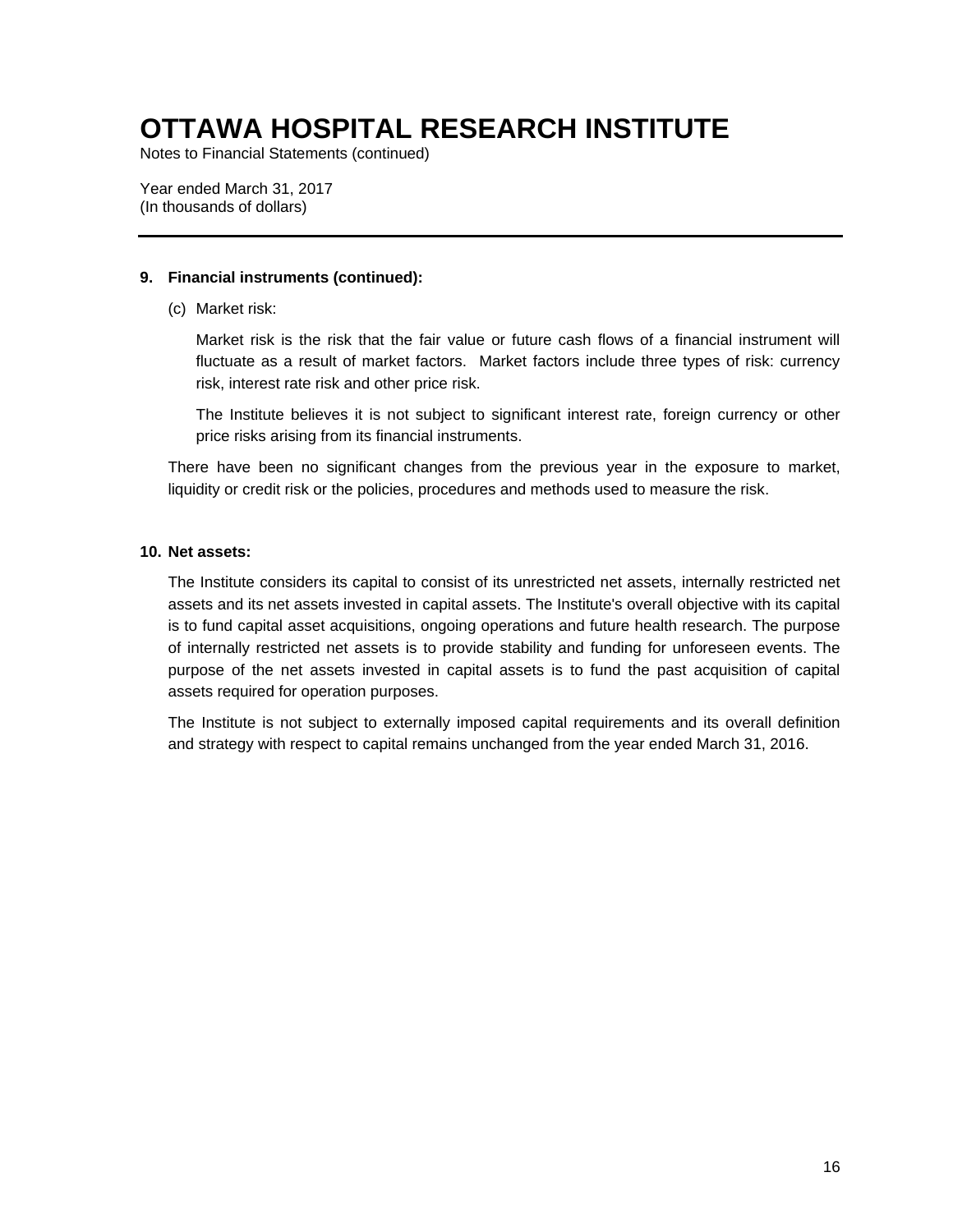# OTTAWA HOSPITAL RESEARCH INSTITUTE

Notes to Financial Statements (continued)

Year ended March 31, 2017
(In thousands of dollars)

---

**9. Financial instruments (continued):**

(c) Market risk:

Market risk is the risk that the fair value or future cash flows of a financial instrument will fluctuate as a result of market factors. Market factors include three types of risk: currency risk, interest rate risk and other price risk.

The Institute believes it is not subject to significant interest rate, foreign currency or other price risks arising from its financial instruments.

There have been no significant changes from the previous year in the exposure to market, liquidity or credit risk or the policies, procedures and methods used to measure the risk.

**10. Net assets:**

The Institute considers its capital to consist of its unrestricted net assets, internally restricted net assets and its net assets invested in capital assets. The Institute's overall objective with its capital is to fund capital asset acquisitions, ongoing operations and future health research. The purpose of internally restricted net assets is to provide stability and funding for unforeseen events. The purpose of the net assets invested in capital assets is to fund the past acquisition of capital assets required for operation purposes.

The Institute is not subject to externally imposed capital requirements and its overall definition and strategy with respect to capital remains unchanged from the year ended March 31, 2016.